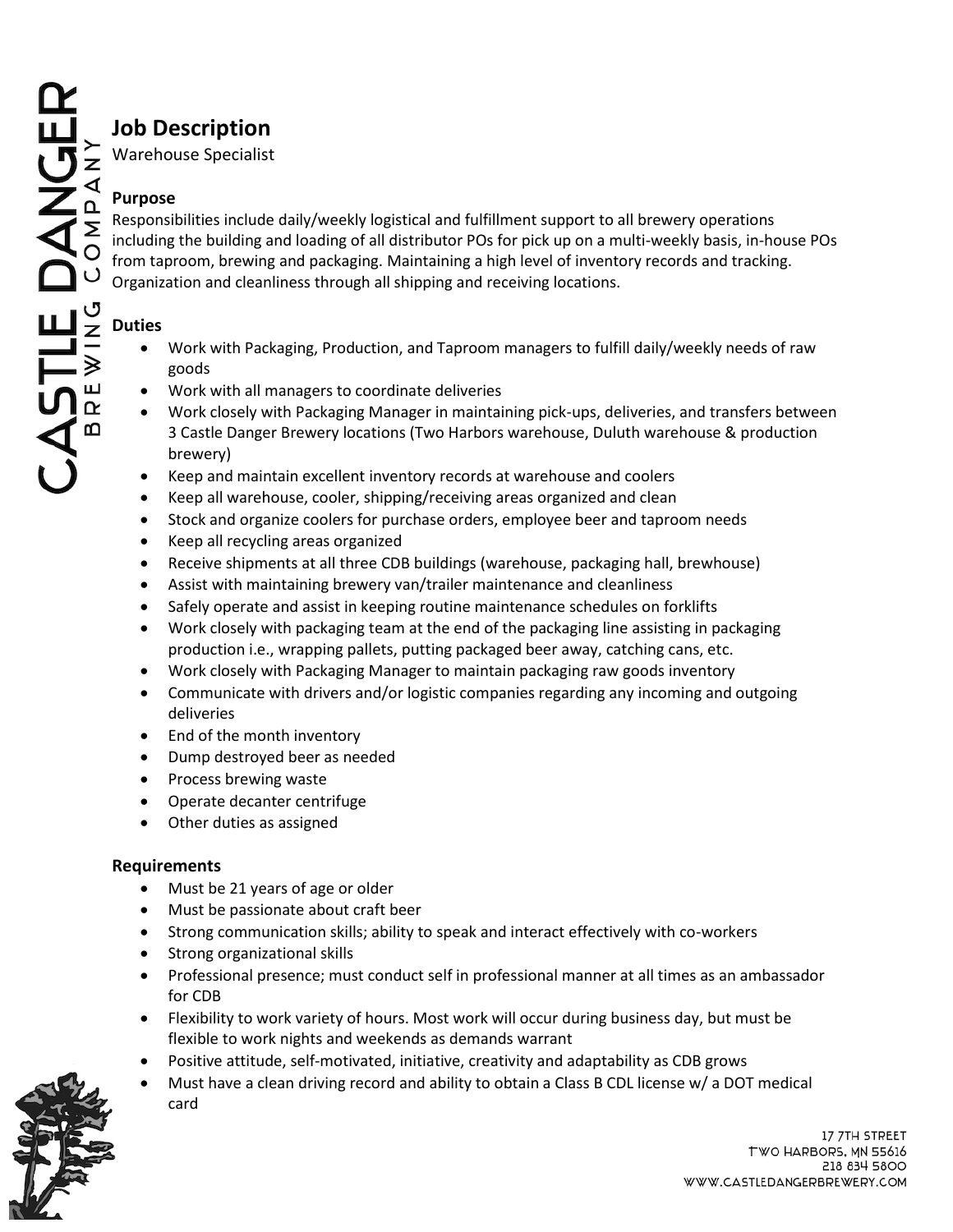# Job Description

Warehouse Specialist

## Purpose

Responsibilities include daily/weekly logistical and fulfillment support to all brewery operations including the building and loading of all distributor POs for pick up on a multi-weekly basis, in-house POs from taproom, brewing and packaging. Maintaining a high level of inventory records and tracking. Organization and cleanliness through all shipping and receiving locations.

## Duties

- Work with Packaging, Production, and Taproom managers to fulfill daily/weekly needs of raw goods
- Work with all managers to coordinate deliveries
- Work closely with Packaging Manager in maintaining pick-ups, deliveries, and transfers between 3 Castle Danger Brewery locations (Two Harbors warehouse, Duluth warehouse & production brewery)
- Keep and maintain excellent inventory records at warehouse and coolers
- Keep all warehouse, cooler, shipping/receiving areas organized and clean
- Stock and organize coolers for purchase orders, employee beer and taproom needs
- Keep all recycling areas organized
- Receive shipments at all three CDB buildings (warehouse, packaging hall, brewhouse)
- Assist with maintaining brewery van/trailer maintenance and cleanliness
- Safely operate and assist in keeping routine maintenance schedules on forklifts
- Work closely with packaging team at the end of the packaging line assisting in packaging production i.e., wrapping pallets, putting packaged beer away, catching cans, etc.
- Work closely with Packaging Manager to maintain packaging raw goods inventory
- Communicate with drivers and/or logistic companies regarding any incoming and outgoing deliveries
- End of the month inventory
- Dump destroyed beer as needed
- Process brewing waste
- Operate decanter centrifuge
- Other duties as assigned

## Requirements

- Must be 21 years of age or older
- Must be passionate about craft beer
- Strong communication skills; ability to speak and interact effectively with co-workers
- Strong organizational skills
- Professional presence; must conduct self in professional manner at all times as an ambassador for CDB
- Flexibility to work variety of hours. Most work will occur during business day, but must be flexible to work nights and weekends as demands warrant
- Positive attitude, self-motivated, initiative, creativity and adaptability as CDB grows
- Must have a clean driving record and ability to obtain a Class B CDL license w/ a DOT medical card

17 7TH STREET
TWO HARBORS, MN 55616
218 834 5800
WWW.CASTLEDANGERBREWERY.COM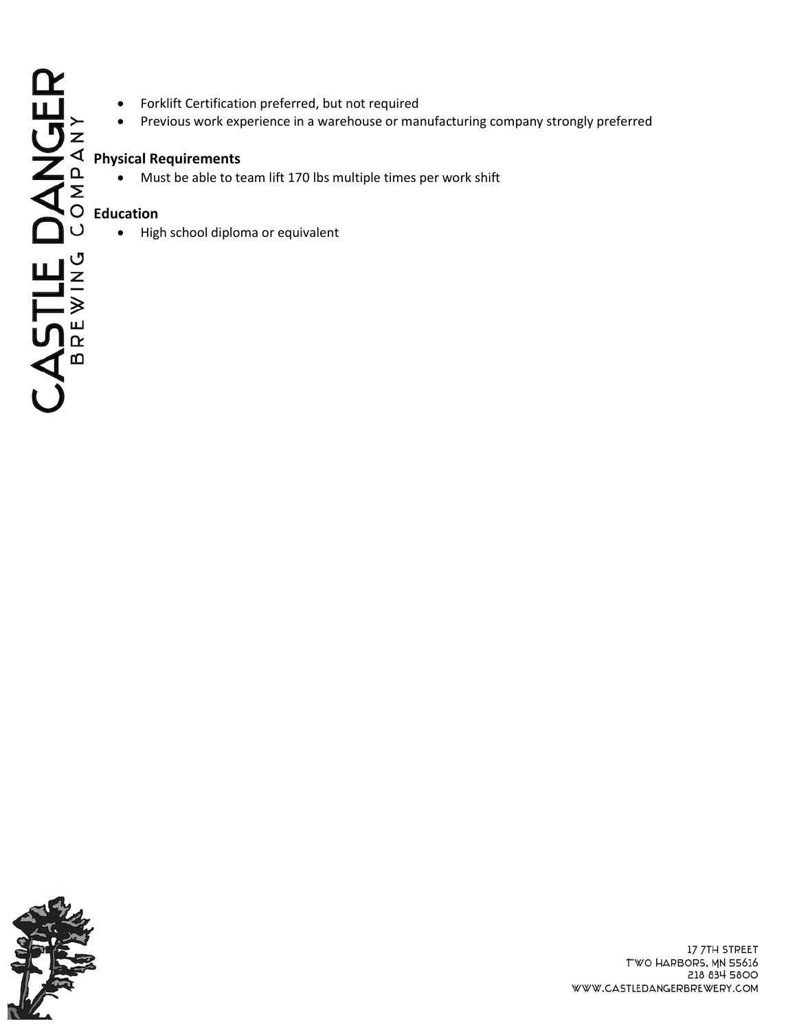- Forklift Certification preferred, but not required
- Previous work experience in a warehouse or manufacturing company strongly preferred

**Physical Requirements**

- Must be able to team lift 170 lbs multiple times per work shift

**Education**

- High school diploma or equivalent